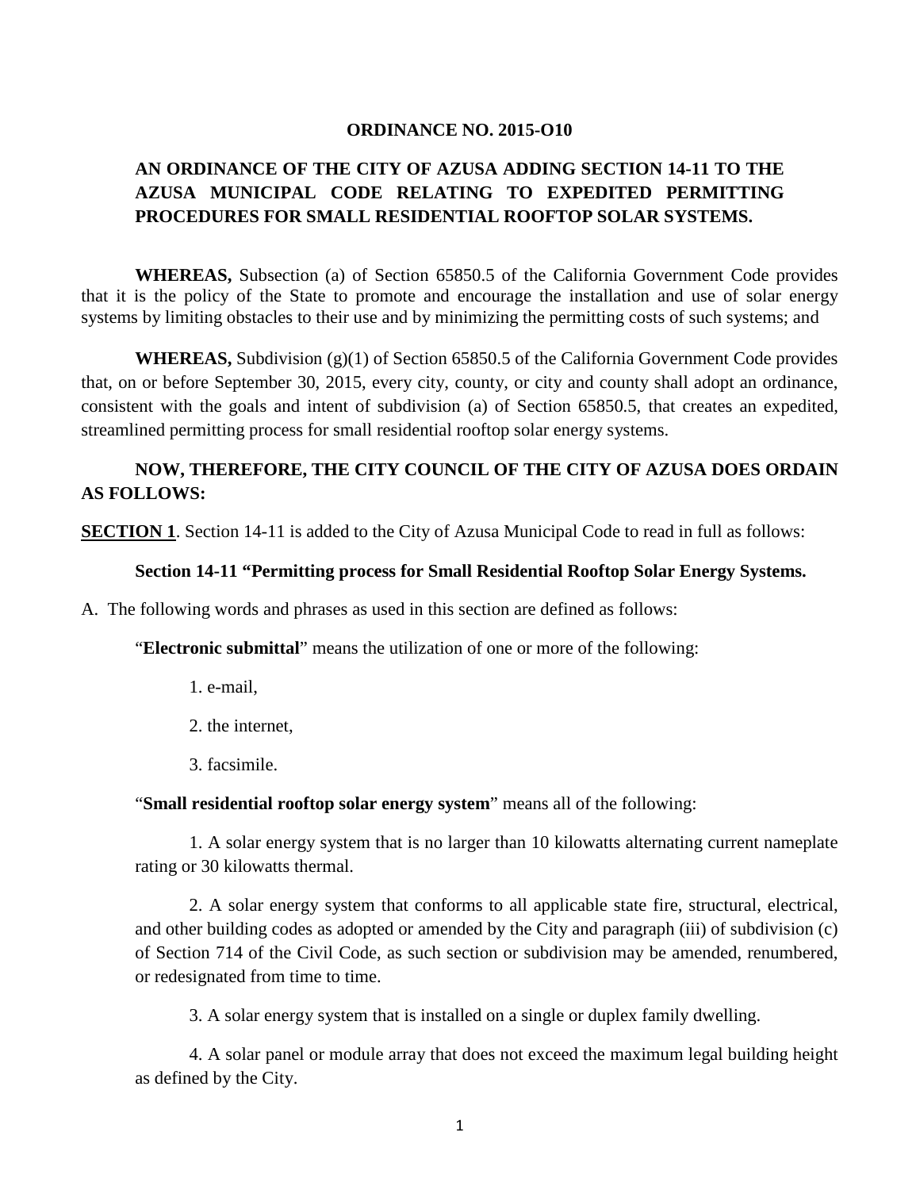**ORDINANCE NO. 2015-O10**

**AN ORDINANCE OF THE CITY OF AZUSA ADDING SECTION 14-11 TO THE AZUSA MUNICIPAL CODE RELATING TO EXPEDITED PERMITTING PROCEDURES FOR SMALL RESIDENTIAL ROOFTOP SOLAR SYSTEMS.**

**WHEREAS,** Subsection (a) of Section 65850.5 of the California Government Code provides that it is the policy of the State to promote and encourage the installation and use of solar energy systems by limiting obstacles to their use and by minimizing the permitting costs of such systems; and

**WHEREAS,** Subdivision (g)(1) of Section 65850.5 of the California Government Code provides that, on or before September 30, 2015, every city, county, or city and county shall adopt an ordinance, consistent with the goals and intent of subdivision (a) of Section 65850.5, that creates an expedited, streamlined permitting process for small residential rooftop solar energy systems.

**NOW, THEREFORE, THE CITY COUNCIL OF THE CITY OF AZUSA DOES ORDAIN AS FOLLOWS:**

**SECTION 1**. Section 14-11 is added to the City of Azusa Municipal Code to read in full as follows:

**Section 14-11 "Permitting process for Small Residential Rooftop Solar Energy Systems.**

A. The following words and phrases as used in this section are defined as follows:

"**Electronic submittal**" means the utilization of one or more of the following:

1. e-mail,

2. the internet,

3. facsimile.

"**Small residential rooftop solar energy system**" means all of the following:

1. A solar energy system that is no larger than 10 kilowatts alternating current nameplate rating or 30 kilowatts thermal.

2. A solar energy system that conforms to all applicable state fire, structural, electrical, and other building codes as adopted or amended by the City and paragraph (iii) of subdivision (c) of Section 714 of the Civil Code, as such section or subdivision may be amended, renumbered, or redesignated from time to time.

3. A solar energy system that is installed on a single or duplex family dwelling.

4. A solar panel or module array that does not exceed the maximum legal building height as defined by the City.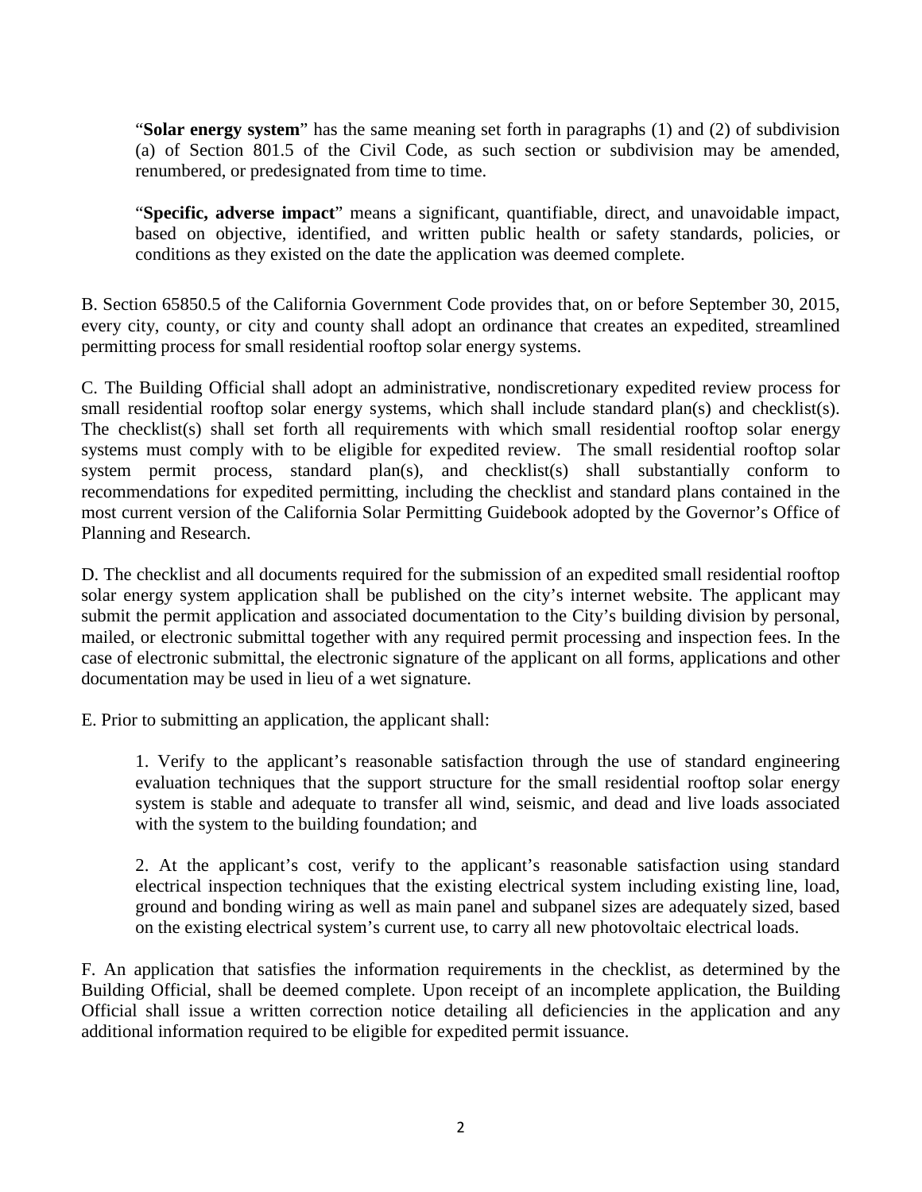"**Solar energy system**" has the same meaning set forth in paragraphs (1) and (2) of subdivision (a) of Section 801.5 of the Civil Code, as such section or subdivision may be amended, renumbered, or predesignated from time to time.

"**Specific, adverse impact**" means a significant, quantifiable, direct, and unavoidable impact, based on objective, identified, and written public health or safety standards, policies, or conditions as they existed on the date the application was deemed complete.

B. Section 65850.5 of the California Government Code provides that, on or before September 30, 2015, every city, county, or city and county shall adopt an ordinance that creates an expedited, streamlined permitting process for small residential rooftop solar energy systems.

C. The Building Official shall adopt an administrative, nondiscretionary expedited review process for small residential rooftop solar energy systems, which shall include standard plan(s) and checklist(s). The checklist(s) shall set forth all requirements with which small residential rooftop solar energy systems must comply with to be eligible for expedited review. The small residential rooftop solar system permit process, standard plan(s), and checklist(s) shall substantially conform to recommendations for expedited permitting, including the checklist and standard plans contained in the most current version of the California Solar Permitting Guidebook adopted by the Governor's Office of Planning and Research.

D. The checklist and all documents required for the submission of an expedited small residential rooftop solar energy system application shall be published on the city's internet website. The applicant may submit the permit application and associated documentation to the City's building division by personal, mailed, or electronic submittal together with any required permit processing and inspection fees. In the case of electronic submittal, the electronic signature of the applicant on all forms, applications and other documentation may be used in lieu of a wet signature.

E. Prior to submitting an application, the applicant shall:

1. Verify to the applicant's reasonable satisfaction through the use of standard engineering evaluation techniques that the support structure for the small residential rooftop solar energy system is stable and adequate to transfer all wind, seismic, and dead and live loads associated with the system to the building foundation; and

2. At the applicant's cost, verify to the applicant's reasonable satisfaction using standard electrical inspection techniques that the existing electrical system including existing line, load, ground and bonding wiring as well as main panel and subpanel sizes are adequately sized, based on the existing electrical system's current use, to carry all new photovoltaic electrical loads.

F. An application that satisfies the information requirements in the checklist, as determined by the Building Official, shall be deemed complete. Upon receipt of an incomplete application, the Building Official shall issue a written correction notice detailing all deficiencies in the application and any additional information required to be eligible for expedited permit issuance.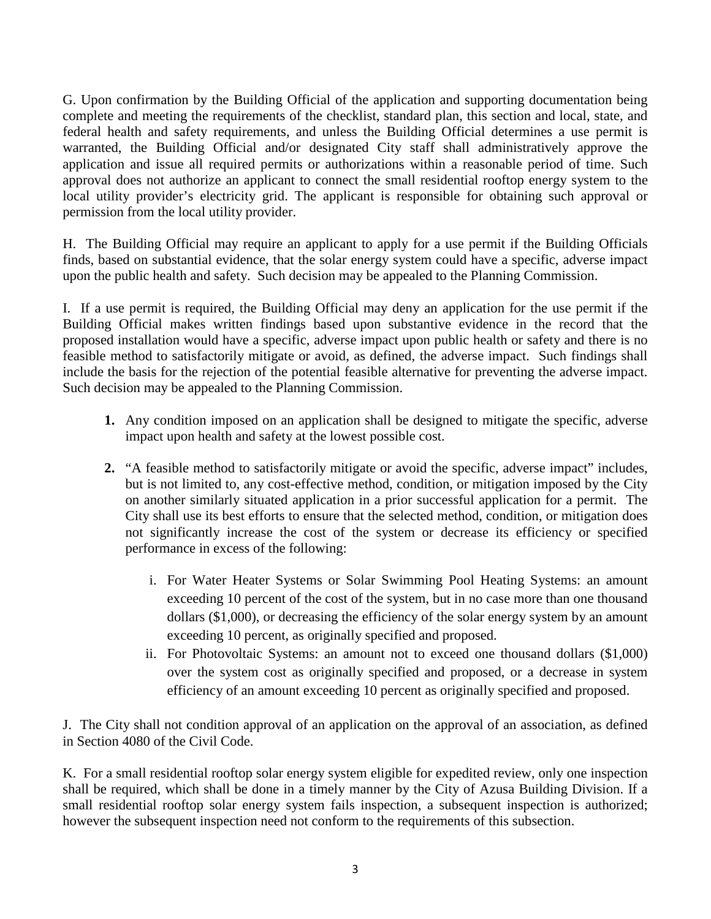G. Upon confirmation by the Building Official of the application and supporting documentation being complete and meeting the requirements of the checklist, standard plan, this section and local, state, and federal health and safety requirements, and unless the Building Official determines a use permit is warranted, the Building Official and/or designated City staff shall administratively approve the application and issue all required permits or authorizations within a reasonable period of time. Such approval does not authorize an applicant to connect the small residential rooftop energy system to the local utility provider's electricity grid. The applicant is responsible for obtaining such approval or permission from the local utility provider.

H. The Building Official may require an applicant to apply for a use permit if the Building Officials finds, based on substantial evidence, that the solar energy system could have a specific, adverse impact upon the public health and safety. Such decision may be appealed to the Planning Commission.

I. If a use permit is required, the Building Official may deny an application for the use permit if the Building Official makes written findings based upon substantive evidence in the record that the proposed installation would have a specific, adverse impact upon public health or safety and there is no feasible method to satisfactorily mitigate or avoid, as defined, the adverse impact. Such findings shall include the basis for the rejection of the potential feasible alternative for preventing the adverse impact. Such decision may be appealed to the Planning Commission.

**1.** Any condition imposed on an application shall be designed to mitigate the specific, adverse impact upon health and safety at the lowest possible cost.

**2.** "A feasible method to satisfactorily mitigate or avoid the specific, adverse impact" includes, but is not limited to, any cost-effective method, condition, or mitigation imposed by the City on another similarly situated application in a prior successful application for a permit. The City shall use its best efforts to ensure that the selected method, condition, or mitigation does not significantly increase the cost of the system or decrease its efficiency or specified performance in excess of the following:

   i. For Water Heater Systems or Solar Swimming Pool Heating Systems: an amount exceeding 10 percent of the cost of the system, but in no case more than one thousand dollars ($1,000), or decreasing the efficiency of the solar energy system by an amount exceeding 10 percent, as originally specified and proposed.

   ii. For Photovoltaic Systems: an amount not to exceed one thousand dollars ($1,000) over the system cost as originally specified and proposed, or a decrease in system efficiency of an amount exceeding 10 percent as originally specified and proposed.

J. The City shall not condition approval of an application on the approval of an association, as defined in Section 4080 of the Civil Code.

K. For a small residential rooftop solar energy system eligible for expedited review, only one inspection shall be required, which shall be done in a timely manner by the City of Azusa Building Division. If a small residential rooftop solar energy system fails inspection, a subsequent inspection is authorized; however the subsequent inspection need not conform to the requirements of this subsection.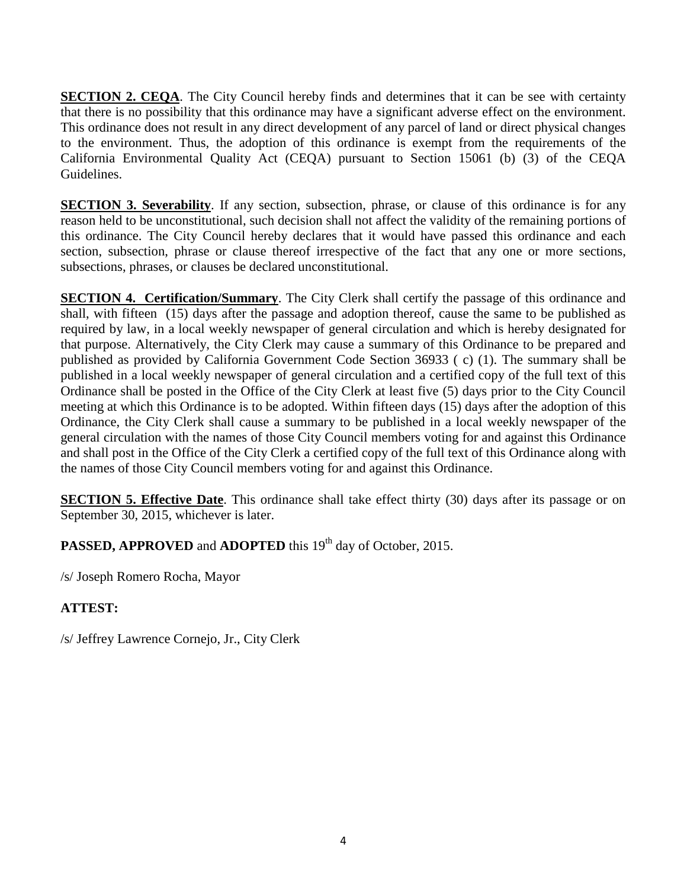**SECTION 2. CEQA**. The City Council hereby finds and determines that it can be see with certainty that there is no possibility that this ordinance may have a significant adverse effect on the environment. This ordinance does not result in any direct development of any parcel of land or direct physical changes to the environment. Thus, the adoption of this ordinance is exempt from the requirements of the California Environmental Quality Act (CEQA) pursuant to Section 15061 (b) (3) of the CEQA Guidelines.

**SECTION 3. Severability**. If any section, subsection, phrase, or clause of this ordinance is for any reason held to be unconstitutional, such decision shall not affect the validity of the remaining portions of this ordinance. The City Council hereby declares that it would have passed this ordinance and each section, subsection, phrase or clause thereof irrespective of the fact that any one or more sections, subsections, phrases, or clauses be declared unconstitutional.

**SECTION 4. Certification/Summary**. The City Clerk shall certify the passage of this ordinance and shall, with fifteen (15) days after the passage and adoption thereof, cause the same to be published as required by law, in a local weekly newspaper of general circulation and which is hereby designated for that purpose. Alternatively, the City Clerk may cause a summary of this Ordinance to be prepared and published as provided by California Government Code Section 36933 ( c) (1). The summary shall be published in a local weekly newspaper of general circulation and a certified copy of the full text of this Ordinance shall be posted in the Office of the City Clerk at least five (5) days prior to the City Council meeting at which this Ordinance is to be adopted. Within fifteen days (15) days after the adoption of this Ordinance, the City Clerk shall cause a summary to be published in a local weekly newspaper of the general circulation with the names of those City Council members voting for and against this Ordinance and shall post in the Office of the City Clerk a certified copy of the full text of this Ordinance along with the names of those City Council members voting for and against this Ordinance.

**SECTION 5. Effective Date**. This ordinance shall take effect thirty (30) days after its passage or on September 30, 2015, whichever is later.

**PASSED, APPROVED** and **ADOPTED** this 19th day of October, 2015.

/s/ Joseph Romero Rocha, Mayor

**ATTEST:**

/s/ Jeffrey Lawrence Cornejo, Jr., City Clerk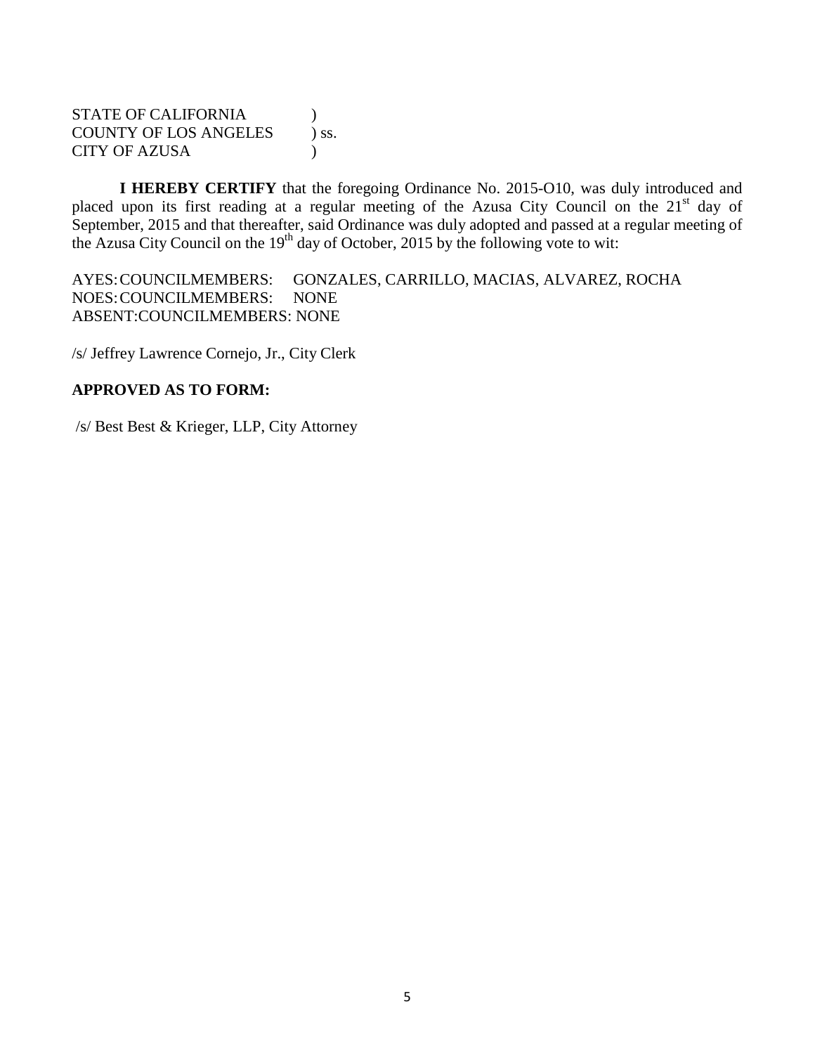STATE OF CALIFORNIA )
COUNTY OF LOS ANGELES ) ss.
CITY OF AZUSA )

**I HEREBY CERTIFY** that the foregoing Ordinance No. 2015-O10, was duly introduced and placed upon its first reading at a regular meeting of the Azusa City Council on the 21st day of September, 2015 and that thereafter, said Ordinance was duly adopted and passed at a regular meeting of the Azusa City Council on the 19th day of October, 2015 by the following vote to wit:

AYES: COUNCILMEMBERS: GONZALES, CARRILLO, MACIAS, ALVAREZ, ROCHA
NOES: COUNCILMEMBERS: NONE
ABSENT: COUNCILMEMBERS: NONE

/s/ Jeffrey Lawrence Cornejo, Jr., City Clerk

**APPROVED AS TO FORM:**

/s/ Best Best & Krieger, LLP, City Attorney